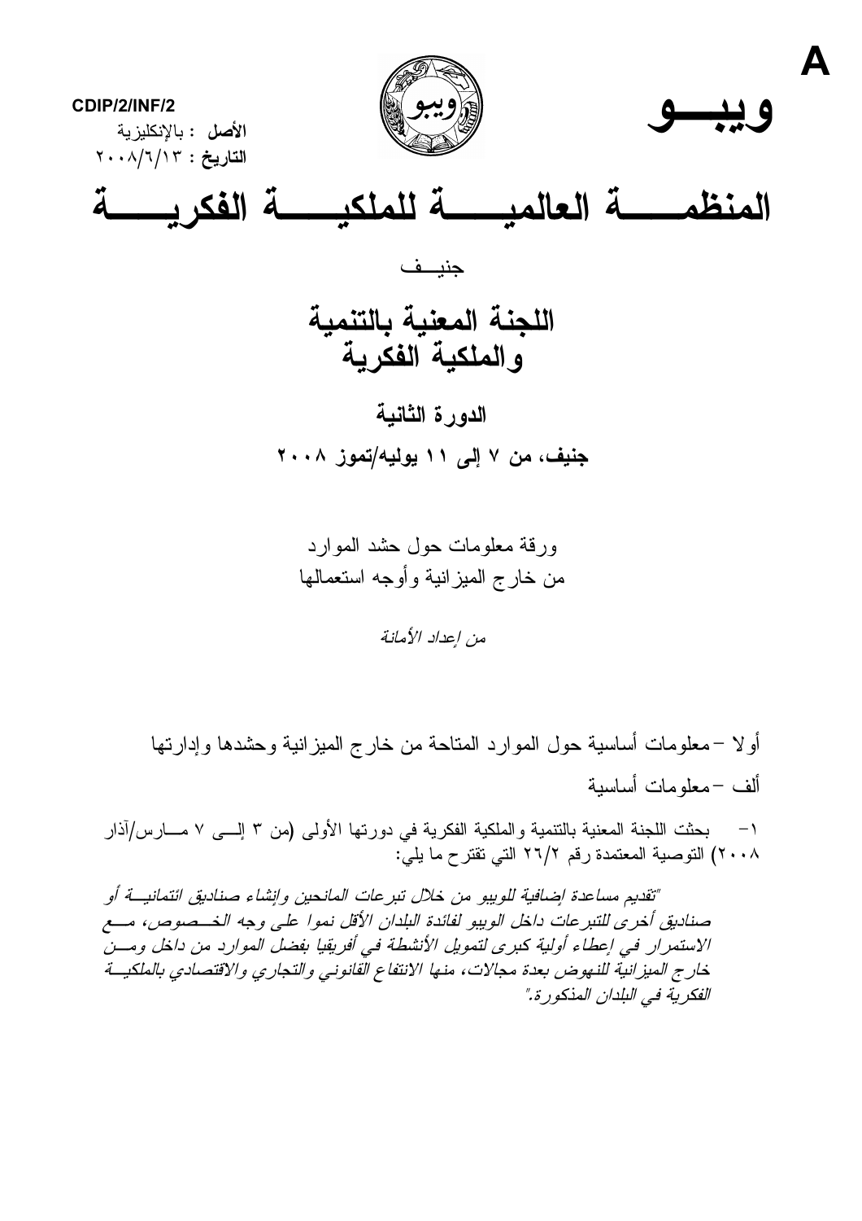A

CDIP/2/INF/2

**الأصل :** بالإنكليزية

**التاريخ :** ٢٠٠٨/٦/١٣

# ويبـــو

# المنظمـــــة العالميـــــة للملكيـــــة الفكريـــــة

جنيـــف

## اللجنة المعنية بالتنمية والملكية الفكرية

### الدورة الثانية

### جنيف، من ٧ إلى ١١ يوليه/تموز ٢٠٠٨

ورقة معلومات حول حشد الموارد من خارج الميزانية وأوجه استعمالها

*من إعداد الأمانة*

أولا – معلومات أساسية حول الموارد المتاحة من خارج الميزانية وحشدها وإدارتها

ألف – معلومات أساسية

١- بحثت اللجنة المعنية بالتنمية والملكية الفكرية في دورتها الأولى (من ٣ إلى ٧ مارس/آذار ٢٠٠٨) التوصية المعتمدة رقم ٢/٢٦ التي تقترح ما يلي:

*"تقديم مساعدة إضافية للويبو من خلال تبرعات المانحين وإنشاء صناديق ائتمانية أو صناديق أخرى للتبرعات داخل الويبو لفائدة البلدان الأقل نموا على وجه الخصوص، مع الاستمرار في إعطاء أولية كبرى لتمويل الأنشطة في أفريقيا بفضل الموارد من داخل ومن خارج الميزانية للنهوض بعدة مجالات، منها الانتفاع القانوني والتجاري والاقتصادي بالملكية الفكرية في البلدان المذكورة."*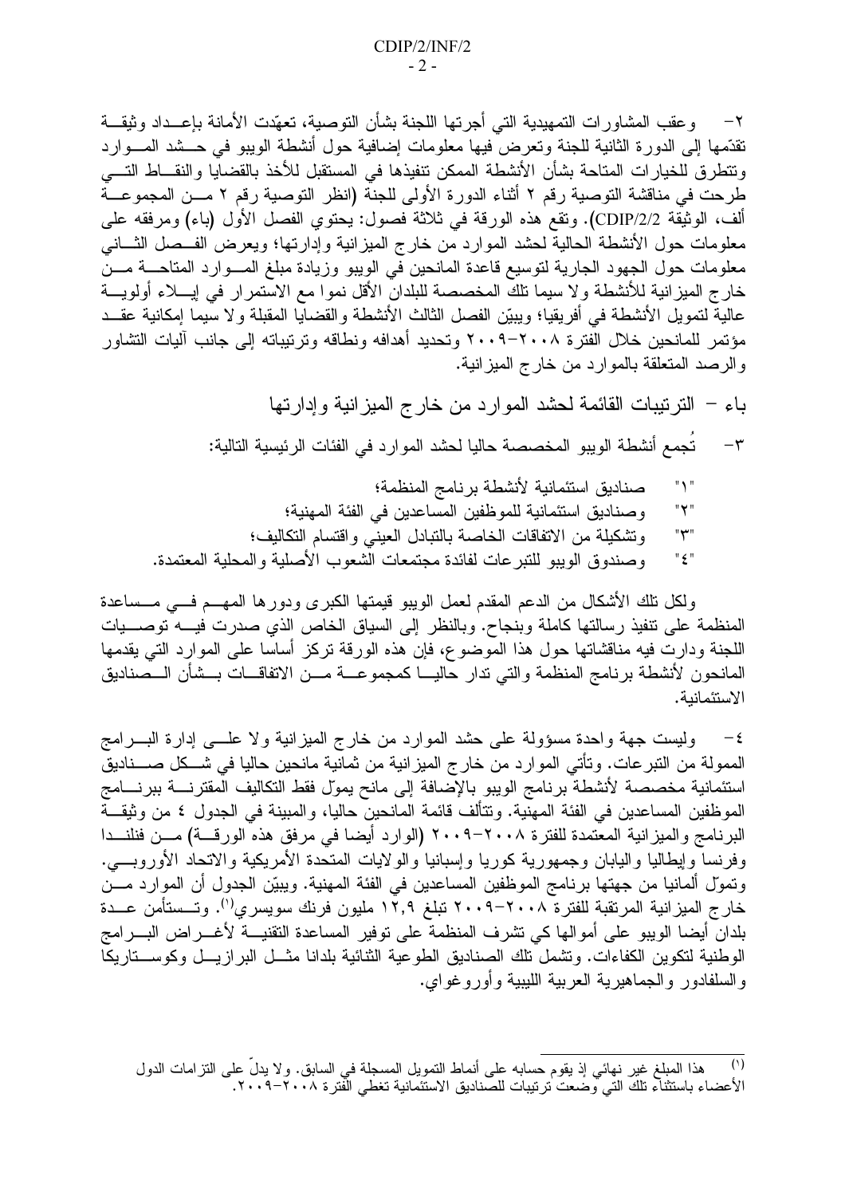٢- وعقب المشاورات التمهيدية التي أجرتها اللجنة بشأن التوصية، تعهّدت الأمانة بإعداد وثيقة تقدّمها إلى الدورة الثانية للجنة وتعرض فيها معلومات إضافية حول أنشطة الويبو في حشد الموارد وتتطرق للخيارات المتاحة بشأن الأنشطة الممكن تنفيذها في المستقبل للأخذ بالقضايا والنقاط التي طرحت في مناقشة التوصية رقم ٢ أثناء الدورة الأولى للجنة (انظر التوصية رقم ٢ من المجموعة ألف، الوثيقة CDIP/2/2). وتقع هذه الورقة في ثلاثة فصول: يحتوي الفصل الأول (باء) ومرفقه على معلومات حول الأنشطة الحالية لحشد الموارد من خارج الميزانية وإدارتها؛ ويعرض الفصل الثاني معلومات حول الجهود الجارية لتوسيع قاعدة المانحين في الويبو وزيادة مبلغ الموارد المتاحة من خارج الميزانية للأنشطة ولا سيما تلك المخصصة للبلدان الأقل نموا مع الاستمرار في إيلاء أولوية عالية لتمويل الأنشطة في أفريقيا؛ ويبيّن الفصل الثالث الأنشطة والقضايا المقبلة ولا سيما إمكانية عقد مؤتمر للمانحين خلال الفترة ٢٠٠٨-٢٠٠٩ وتحديد أهدافه ونطاقه وترتيباته إلى جانب آليات التشاور والرصد المتعلقة بالموارد من خارج الميزانية.

## باء – الترتيبات القائمة لحشد الموارد من خارج الميزانية وإدارتها

٣- تُجمع أنشطة الويبو المخصصة حاليا لحشد الموارد في الفئات الرئيسية التالية:

"١" صناديق استئمانية لأنشطة برنامج المنظمة؛
"٢" وصناديق استئمانية للموظفين المساعدين في الفئة المهنية؛
"٣" وتشكيلة من الاتفاقات الخاصة بالتبادل العيني واقتسام التكاليف؛
"٤" وصندوق الويبو للتبرعات لفائدة مجتمعات الشعوب الأصلية والمحلية المعتمدة.

ولكل تلك الأشكال من الدعم المقدم لعمل الويبو قيمتها الكبرى ودورها المهم في مساعدة المنظمة على تنفيذ رسالتها كاملة وبنجاح. وبالنظر إلى السياق الخاص الذي صدرت فيه توصيات اللجنة ودارت فيه مناقشاتها حول هذا الموضوع، فإن هذه الورقة تركز أساسا على الموارد التي يقدمها المانحون لأنشطة برنامج المنظمة والتي تدار حاليا كمجموعة من الاتفاقات بشأن الصناديق الاستئمانية.

٤- وليست جهة واحدة مسؤولة على حشد الموارد من خارج الميزانية ولا على إدارة البرامج الممولة من التبرعات. وتأتي الموارد من خارج الميزانية من ثمانية مانحين حاليا في شكل صناديق استئمانية مخصصة لأنشطة برنامج الويبو بالإضافة إلى مانح يموّل فقط التكاليف المقترنة ببرنامج الموظفين المساعدين في الفئة المهنية. وتتألف قائمة المانحين حاليا، والمبينة في الجدول ٤ من وثيقة البرنامج والميزانية المعتمدة للفترة ٢٠٠٨-٢٠٠٩ (الوارد أيضا في مرفق هذه الورقة) من فنلندا وفرنسا وإيطاليا واليابان وجمهورية كوريا وإسبانيا والولايات المتحدة الأمريكية والاتحاد الأوروبي. وتموّل ألمانيا من جهتها برنامج الموظفين المساعدين في الفئة المهنية. ويبيّن الجدول أن الموارد من خارج الميزانية المرتقبة للفترة ٢٠٠٨-٢٠٠٩ تبلغ ١٢,٩ مليون فرنك سويسري[١]. وتستأمن عدة بلدان أيضا الويبو على أموالها كي تشرف المنظمة على توفير المساعدة التقنية لأغراض البرامج الوطنية لتكوين الكفاءات. وتشمل تلك الصناديق الطوعية الثنائية بلدانا مثل البرازيل وكوستاريكا والسلفادور والجماهيرية العربية الليبية وأوروغواي.

---

[١] هذا المبلغ غير نهائي إذ يقوم حسابه على أنماط التمويل المسجلة في السابق. ولا يدلّ على التزامات الدول الأعضاء باستثناء تلك التي وضعت ترتيبات للصناديق الاستئمانية تغطي الفترة ٢٠٠٨-٢٠٠٩.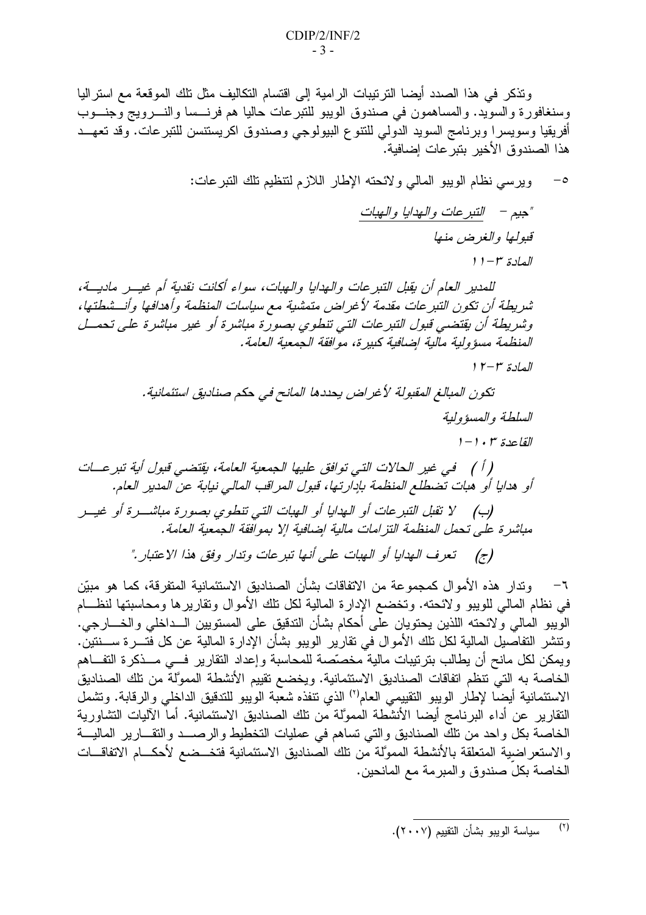وتذكر في هذا الصدد أيضا الترتيبات الرامية إلى اقتسام التكاليف مثل تلك الموقعة مع استراليا وسنغافورة والسويد. والمساهمون في صندوق الويبو للتبرعات حاليا هم فرنسا والنرويج وجنوب أفريقيا وسويسرا وبرنامج السويد الدولي للتنوع البيولوجي وصندوق اكريستنسن للتبرعات. وقد تعهد هذا الصندوق الأخير بتبرعات إضافية.

٥- ويرسي نظام الويبو المالي ولائحته الإطار اللازم لتنظيم تلك التبرعات:

*"جيم – <u>التبرعات والهدايا والهبات</u>*

*قبولها والغرض منها*

*المادة ٣-١١*

*للمدير العام أن يقبل التبرعات والهدايا والهبات، سواء أكانت نقدية أم غير مادية، شريطة أن تكون التبرعات مقدمة لأغراض متمشية مع سياسات المنظمة وأهدافها وأنشطتها، وشريطة أن يقتضي قبول التبرعات التي تنطوي بصورة مباشرة أو غير مباشرة على تحمل المنظمة مسؤولية مالية إضافية كبيرة، موافقة الجمعية العامة.*

*المادة ٣-١٢*

*تكون المبالغ المقبولة لأغراض يحددها المانح في حكم صناديق استئمانية.*

*السلطة والمسؤولية*

*القاعدة ١٠٣-١*

*(أ) في غير الحالات التي توافق عليها الجمعية العامة، يقتضي قبول أية تبرعات أو هدايا أو هبات تضطلع المنظمة بإدارتها، قبول المراقب المالي نيابة عن المدير العام.*

*(ب) لا تقبل التبرعات أو الهدايا أو الهبات التي تنطوي بصورة مباشرة أو غير مباشرة على تحمل المنظمة التزامات مالية إضافية إلا بموافقة الجمعية العامة.*

*(ج) تعرف الهدايا أو الهبات على أنها تبرعات وتدار وفق هذا الاعتبار."*

٦- وتدار هذه الأموال كمجموعة من الاتفاقات بشأن الصناديق الاستئمانية المتفرقة، كما هو مبيّن في نظام المالي للويبو ولائحته. وتخضع الإدارة المالية لكل تلك الأموال وتقاريرها ومحاسبتها لنظام الويبو المالي ولائحته اللذين يحتويان على أحكام بشأن التدقيق على المستويين الداخلي والخارجي. وتنشر التفاصيل المالية لكل تلك الأموال في تقارير الويبو بشأن الإدارة المالية عن كل فترة سنتين. ويمكن لكل مانح أن يطالب بترتيبات مالية مخصّصة للمحاسبة وإعداد التقارير في مذكرة التفاهم الخاصة به التي تنظم اتفاقات الصناديق الاستئمانية. ويخضع تقييم الأنشطة المموّلة من تلك الصناديق الاستئمانية أيضا لإطار الويبو التقييمي العام[2] الذي تنفذه شعبة الويبو للتدقيق الداخلي والرقابة. وتشمل التقارير عن أداء البرنامج أيضا الأنشطة المموّلة من تلك الصناديق الاستئمانية. أما الآليات التشاورية الخاصة بكل واحد من تلك الصناديق والتي تساهم في عمليات التخطيط والرصد والتقارير المالية والاستعراضية المتعلقة بالأنشطة المموّلة من تلك الصناديق الاستئمانية فتخضع لأحكام الاتفاقات الخاصة بكلّ صندوق والمبرمة مع المانحين.

---

[2] سياسة الويبو بشأن التقييم (٢٠٠٧).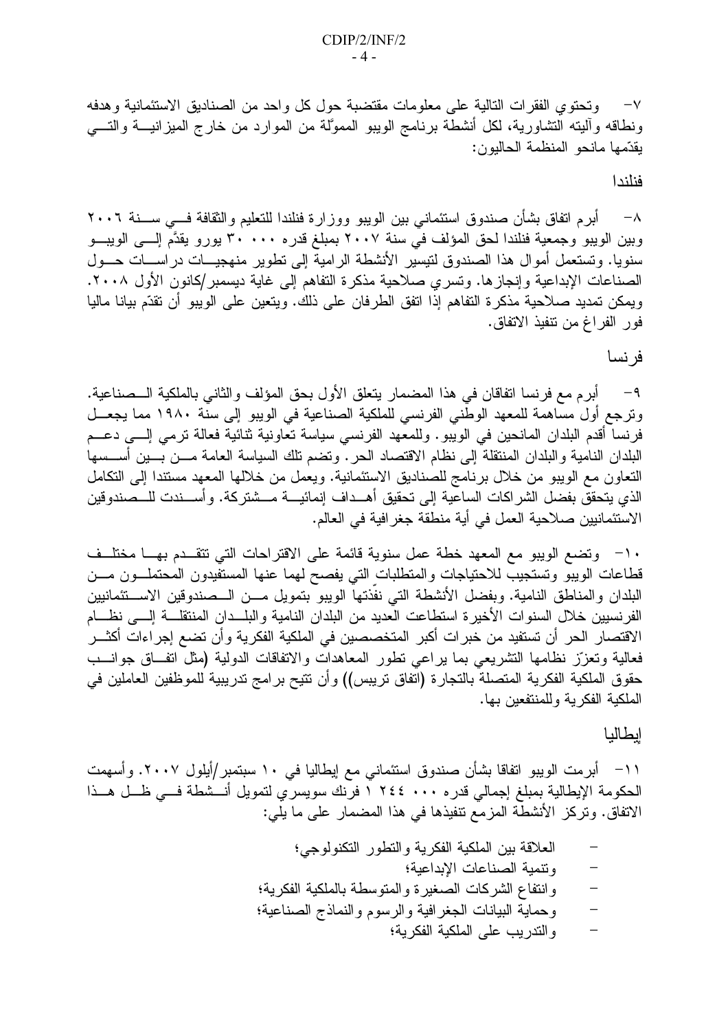٧- وتحتوي الفقرات التالية على معلومات مقتضبة حول كل واحد من الصناديق الاستئمانية وهدفه ونطاقه وآليته التشاورية، لكل أنشطة برنامج الويبو المموّلة من الموارد من خارج الميزانية والتي يقدّمها مانحو المنظمة الحاليون:

فنلندا

٨- أبرم اتفاق بشأن صندوق استئماني بين الويبو ووزارة فنلندا للتعليم والثقافة في سنة ٢٠٠٦ وبين الويبو وجمعية فنلندا لحق المؤلف في سنة ٢٠٠٧ بمبلغ قدره ٣٠٠٠٠ يورو يقدَّم إلى الويبو سنويا. وتستعمل أموال هذا الصندوق لتيسير الأنشطة الرامية إلى تطوير منهجيات دراسات حول الصناعات الإبداعية وإنجازها. وتسري صلاحية مذكرة التفاهم إلى غاية ديسمبر/كانون الأول ٢٠٠٨. ويمكن تمديد صلاحية مذكرة التفاهم إذا اتفق الطرفان على ذلك. ويتعين على الويبو أن تقدّم بيانا ماليا فور الفراغ من تنفيذ الاتفاق.

فرنسا

٩- أبرم مع فرنسا اتفاقان في هذا المضمار يتعلق الأول بحق المؤلف والثاني بالملكية الصناعية. وترجع أول مساهمة للمعهد الوطني الفرنسي للملكية الصناعية في الويبو إلى سنة ١٩٨٠ مما يجعل فرنسا أقدم البلدان المانحين في الويبو. وللمعهد الفرنسي سياسة تعاونية ثنائية فعالة ترمي إلى دعم البلدان النامية والبلدان المنتقلة إلى نظام الاقتصاد الحر. وتضم تلك السياسة العامة من بين أسسها التعاون مع الويبو من خلال برنامج للصناديق الاستئمانية. ويعمل من خلالها المعهد مستندا إلى التكامل الذي يتحقق بفضل الشراكات الساعية إلى تحقيق أهداف إنمائية مشتركة. وأسندت للصندوقين الاستئمانيين صلاحية العمل في أية منطقة جغرافية في العالم.

١٠- وتضع الويبو مع المعهد خطة عمل سنوية قائمة على الاقتراحات التي تتقدم بها مختلف قطاعات الويبو وتستجيب للاحتياجات والمتطلبات التي يفصح لهما عنها المستفيدون المحتملون من البلدان والمناطق النامية. وبفضل الأنشطة التي نفّذتها الويبو بتمويل من الصندوقين الاستئمانيين الفرنسيين خلال السنوات الأخيرة استطاعت العديد من البلدان النامية والبلدان المنتقلة إلى نظام الاقتصار الحر أن تستفيد من خبرات أكبر المتخصصين في الملكية الفكرية وأن تضع إجراءات أكثر فعالية وتعزّز نظامها التشريعي بما يراعي تطور المعاهدات والاتفاقات الدولية (مثل اتفاق جوانب حقوق الملكية الفكرية المتصلة بالتجارة (اتفاق تريبس)) وأن تتيح برامج تدريبية للموظفين العاملين في الملكية الفكرية وللمنتفعين بها.

إيطاليا

١١- أبرمت الويبو اتفاقا بشأن صندوق استئماني مع إيطاليا في ١٠ سبتمبر/أيلول ٢٠٠٧. وأسهمت الحكومة الإيطالية بمبلغ إجمالي قدره ١ ٢٤٤ ٠٠٠ فرنك سويسري لتمويل أنشطة في ظل هذا الاتفاق. وتركز الأنشطة المزمع تنفيذها في هذا المضمار على ما يلي:

- العلاقة بين الملكية الفكرية والتطور التكنولوجي؛
- وتنمية الصناعات الإبداعية؛
- وانتفاع الشركات الصغيرة والمتوسطة بالملكية الفكرية؛
- وحماية البيانات الجغرافية والرسوم والنماذج الصناعية؛
- والتدريب على الملكية الفكرية؛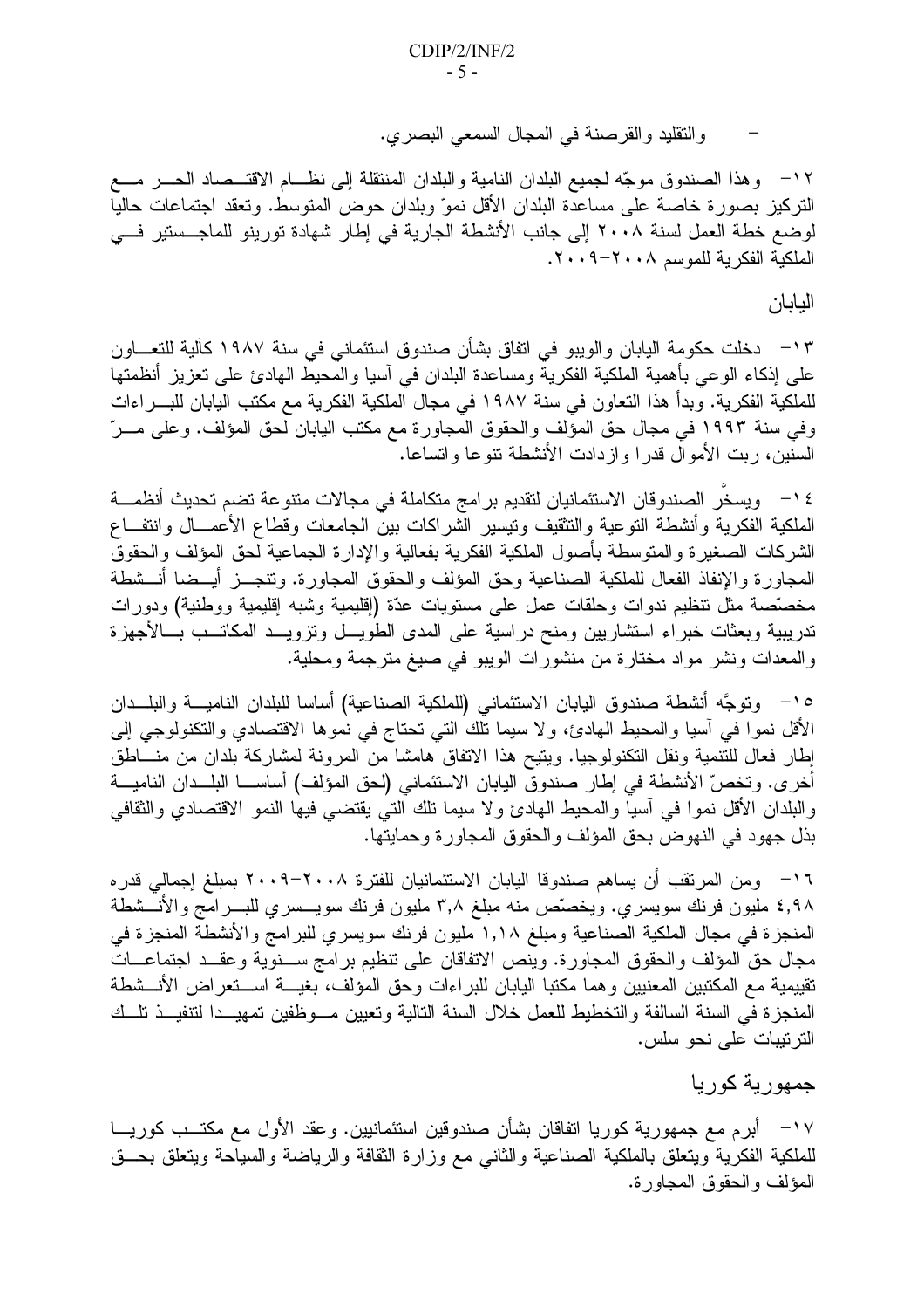- والتقليد والقرصنة في المجال السمعي البصري.

١٢- وهذا الصندوق موجّه لجميع البلدان النامية والبلدان المنتقلة إلى نظام الاقتصاد الحر مع التركيز بصورة خاصة على مساعدة البلدان الأقل نموّ وبلدان حوض المتوسط. وتعقد اجتماعات حاليا لوضع خطة العمل لسنة ٢٠٠٨ إلى جانب الأنشطة الجارية في إطار شهادة تورينو للماجستير في الملكية الفكرية للموسم ٢٠٠٨-٢٠٠٩.

## اليابان

١٣- دخلت حكومة اليابان والويبو في اتفاق بشأن صندوق استئماني في سنة ١٩٨٧ كآلية للتعاون على إذكاء الوعي بأهمية الملكية الفكرية ومساعدة البلدان في آسيا والمحيط الهادئ على تعزيز أنظمتها للملكية الفكرية. وبدأ هذا التعاون في سنة ١٩٨٧ في مجال الملكية الفكرية مع مكتب اليابان للبراءات وفي سنة ١٩٩٣ في مجال حق المؤلف والحقوق المجاورة مع مكتب اليابان لحق المؤلف. وعلى مرّ السنين، ربت الأموال قدرا وازدادت الأنشطة تنوعا واتساعا.

١٤- ويسخَّر الصندوقان الاستئمانيان لتقديم برامج متكاملة في مجالات متنوعة تضم تحديث أنظمة الملكية الفكرية وأنشطة التوعية والتثقيف وتيسير الشراكات بين الجامعات وقطاع الأعمال وانتفاع الشركات الصغيرة والمتوسطة بأصول الملكية الفكرية بفعالية والإدارة الجماعية لحق المؤلف والحقوق المجاورة والإنفاذ الفعال للملكية الصناعية وحق المؤلف والحقوق المجاورة. وتنجز أيضا أنشطة مخصّصة مثل تنظيم ندوات وحلقات عمل على مستويات عدّة (إقليمية وشبه إقليمية ووطنية) ودورات تدريبية وبعثات خبراء استشاريين ومنح دراسية على المدى الطويل وتزويد المكاتب بالأجهزة والمعدات ونشر مواد مختارة من منشورات الويبو في صيغ مترجمة ومحلية.

١٥- وتوجَّه أنشطة صندوق اليابان الاستئماني (للملكية الصناعية) أساسا للبلدان النامية والبلدان الأقل نموا في آسيا والمحيط الهادئ، ولا سيما تلك التي تحتاج في نموها الاقتصادي والتكنولوجي إلى إطار فعال للتنمية ونقل التكنولوجيا. ويتيح هذا الاتفاق هامشا من المرونة لمشاركة بلدان من مناطق أخرى. وتخصّ الأنشطة في إطار صندوق اليابان الاستئماني (لحق المؤلف) أساسا البلدان النامية والبلدان الأقل نموا في آسيا والمحيط الهادئ ولا سيما تلك التي يقتضي فيها النمو الاقتصادي والثقافي بذل جهود في النهوض بحق المؤلف والحقوق المجاورة وحمايتها.

١٦- ومن المرتقب أن يساهم صندوقا اليابان الاستئمانيان للفترة ٢٠٠٨-٢٠٠٩ بمبلغ إجمالي قدره ٤,٩٨ مليون فرنك سويسري. ويخصّص منه مبلغ ٣,٨ مليون فرنك سويسري للبرامج والأنشطة المنجزة في مجال الملكية الصناعية ومبلغ ١,١٨ مليون فرنك سويسري للبرامج والأنشطة المنجزة في مجال حق المؤلف والحقوق المجاورة. وينص الاتفاقان على تنظيم برامج سنوية وعقد اجتماعات تقييمية مع المكتبين المعنيين وهما مكتبا اليابان للبراءات وحق المؤلف، بغية استعراض الأنشطة المنجزة في السنة السالفة والتخطيط للعمل خلال السنة التالية وتعيين موظفين تمهيدا لتنفيذ تلك الترتيبات على نحو سلس.

## جمهورية كوريا

١٧- أبرم مع جمهورية كوريا اتفاقان بشأن صندوقين استئمانيين. وعقد الأول مع مكتب كوريا للملكية الفكرية ويتعلق بالملكية الصناعية والثاني مع وزارة الثقافة والرياضة والسياحة ويتعلق بحق المؤلف والحقوق المجاورة.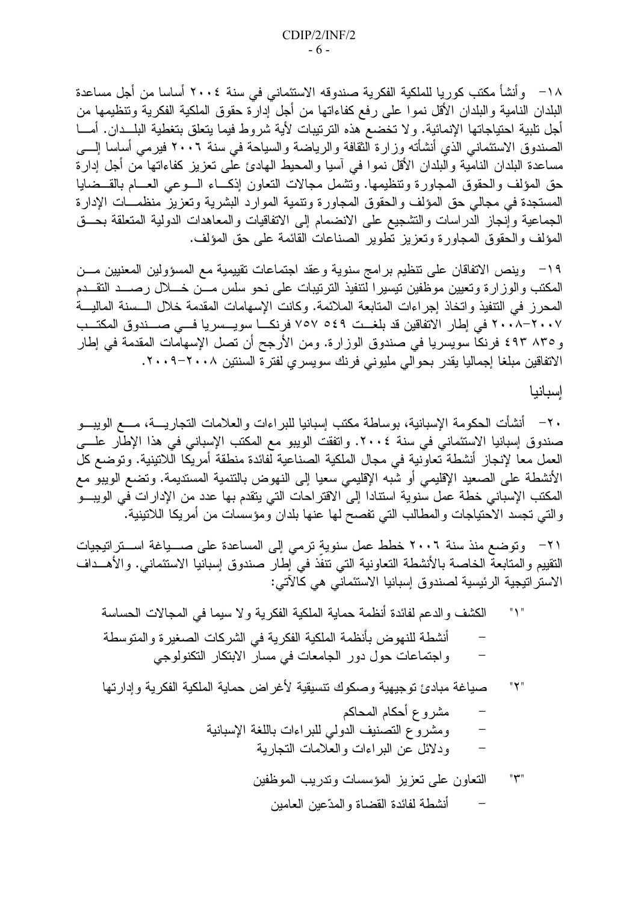١٨- وأنشأ مكتب كوريا للملكية الفكرية صندوقه الاستئماني في سنة ٢٠٠٤ أساسا من أجل مساعدة البلدان النامية والبلدان الأقل نموا على رفع كفاءاتها من أجل إدارة حقوق الملكية الفكرية وتنظيمها من أجل تلبية احتياجاتها الإنمائية. ولا تخضع هذه الترتيبات لأية شروط فيما يتعلق بتغطية البلدان. أما الصندوق الاستئماني الذي أنشأته وزارة الثقافة والرياضة والسياحة في سنة ٢٠٠٦ فيرمي أساسا إلى مساعدة البلدان النامية والبلدان الأقل نموا في آسيا والمحيط الهادئ على تعزيز كفاءاتها من أجل إدارة حق المؤلف والحقوق المجاورة وتنظيمها. وتشمل مجالات التعاون إذكاء الوعي العام بالقضايا المستجدة في مجالي حق المؤلف والحقوق المجاورة وتنمية الموارد البشرية وتعزيز منظمات الإدارة الجماعية وإنجاز الدراسات والتشجيع على الانضمام إلى الاتفاقيات والمعاهدات الدولية المتعلقة بحق المؤلف والحقوق المجاورة وتعزيز تطوير الصناعات القائمة على حق المؤلف.

١٩- وينص الاتفاقان على تنظيم برامج سنوية وعقد اجتماعات تقييمية مع المسؤولين المعنيين من المكتب والوزارة وتعيين موظفين تيسيرا لتنفيذ الترتيبات على نحو سلس من خلال رصد التقدم المحرز في التنفيذ واتخاذ إجراءات المتابعة الملائمة. وكانت الإسهامات المقدمة خلال السنة المالية ٢٠٠٧-٢٠٠٨ في إطار الاتفاقين قد بلغت ٥٤٩ ٧٥٧ فرنكا سويسريا في صندوق المكتب و٨٣٥ ٤٩٣ فرنكا سويسريا في صندوق الوزارة. ومن الأرجح أن تصل الإسهامات المقدمة في إطار الاتفاقين مبلغا إجماليا يقدر بحوالي مليوني فرنك سويسري لفترة السنتين ٢٠٠٨-٢٠٠٩.

## إسبانيا

٢٠- أنشأت الحكومة الإسبانية، بوساطة مكتب إسبانيا للبراءات والعلامات التجارية، مع الويبو صندوق إسبانيا الاستئماني في سنة ٢٠٠٤. واتفقت الويبو مع المكتب الإسباني في هذا الإطار على العمل معا لإنجاز أنشطة تعاونية في مجال الملكية الصناعية لفائدة منطقة أمريكا اللاتينية. وتوضع كل الأنشطة على الصعيد الإقليمي أو شبه الإقليمي سعيا إلى النهوض بالتنمية المستديمة. وتضع الويبو مع المكتب الإسباني خطة عمل سنوية استنادا إلى الاقتراحات التي يتقدم بها عدد من الإدارات في الويبو والتي تجسد الاحتياجات والمطالب التي تفصح لها عنها بلدان ومؤسسات من أمريكا اللاتينية.

٢١- وتوضع منذ سنة ٢٠٠٦ خطط عمل سنوية ترمي إلى المساعدة على صياغة استراتيجيات التقييم والمتابعة الخاصة بالأنشطة التعاونية التي تنفذ في إطار صندوق إسبانيا الاستئماني. والأهداف الاستراتيجية الرئيسية لصندوق إسبانيا الاستئماني هي كالآتي:

"١" الكشف والدعم لفائدة أنظمة حماية الملكية الفكرية ولا سيما في المجالات الحساسة

- أنشطة للنهوض بأنظمة الملكية الفكرية في الشركات الصغيرة والمتوسطة
- واجتماعات حول دور الجامعات في مسار الابتكار التكنولوجي

"٢" صياغة مبادئ توجيهية وصكوك تنسيقية لأغراض حماية الملكية الفكرية وإدارتها

- مشروع أحكام المحاكم
- ومشروع التصنيف الدولي للبراءات باللغة الإسبانية
- ودلائل عن البراءات والعلامات التجارية

"٣" التعاون على تعزيز المؤسسات وتدريب الموظفين

- أنشطة لفائدة القضاة والمدّعين العامين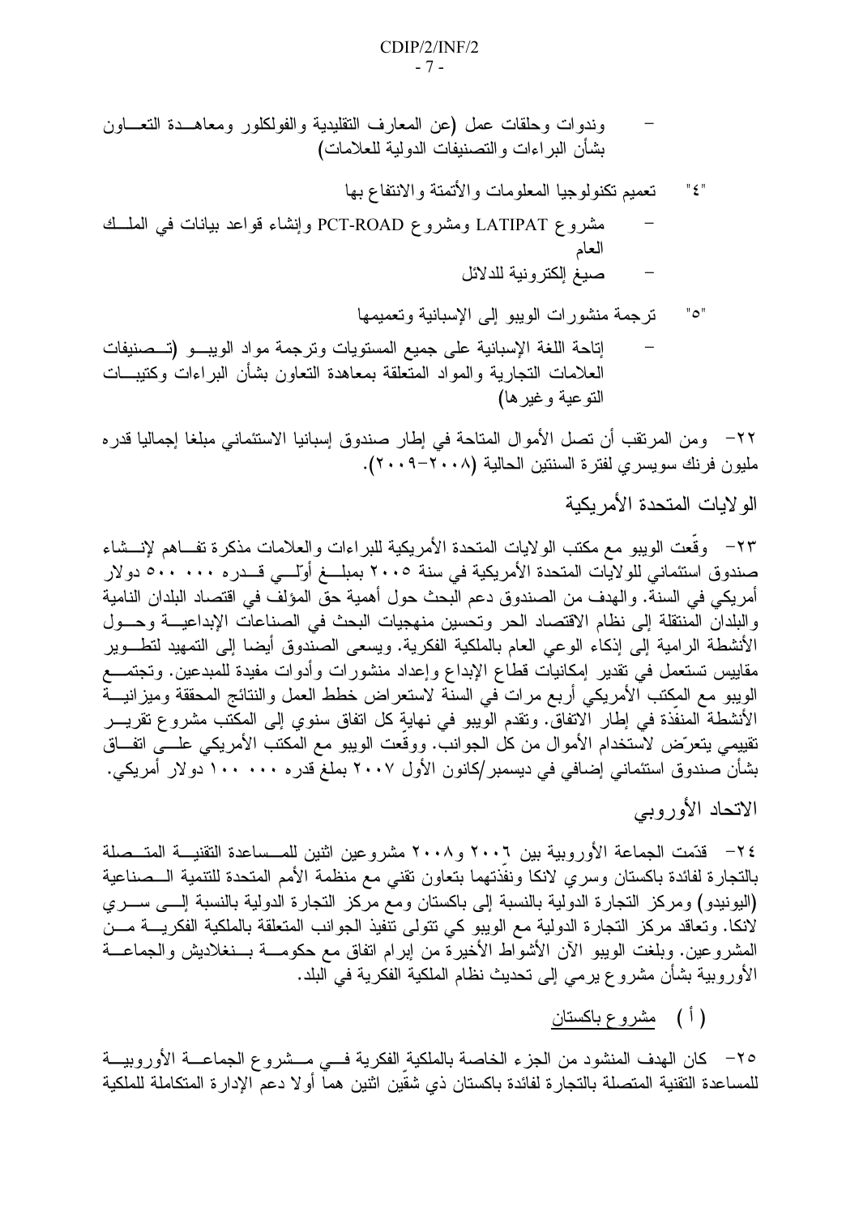- وندوات وحلقات عمل (عن المعارف التقليدية والفولكلور ومعاهدة التعاون بشأن البراءات والتصنيفات الدولية للعلامات)

"٤" تعميم تكنولوجيا المعلومات والأتمتة والانتفاع بها

- مشروع LATIPAT ومشروع PCT-ROAD وإنشاء قواعد بيانات في الملك العام
- صيغ إلكترونية للدلائل

"٥" ترجمة منشورات الويبو إلى الإسبانية وتعميمها

- إتاحة اللغة الإسبانية على جميع المستويات وترجمة مواد الويبو (تصنيفات العلامات التجارية والمواد المتعلقة بمعاهدة التعاون بشأن البراءات وكتيبات التوعية وغيرها)

٢٢- ومن المرتقب أن تصل الأموال المتاحة في إطار صندوق إسبانيا الاستئماني مبلغا إجماليا قدره مليون فرنك سويسري لفترة السنتين الحالية (٢٠٠٨-٢٠٠٩).

## الولايات المتحدة الأمريكية

٢٣- وقّعت الويبو مع مكتب الولايات المتحدة الأمريكية للبراءات والعلامات مذكرة تفاهم لإنشاء صندوق استئماني للولايات المتحدة الأمريكية في سنة ٢٠٠٥ بمبلغ أوّلي قدره ٥٠٠ ٠٠٠ دولار أمريكي في السنة. والهدف من الصندوق دعم البحث حول أهمية حق المؤلف في اقتصاد البلدان النامية والبلدان المنتقلة إلى نظام الاقتصاد الحر وتحسين منهجيات البحث في الصناعات الإبداعية وحول الأنشطة الرامية إلى إذكاء الوعي العام بالملكية الفكرية. ويسعى الصندوق أيضا إلى التمهيد لتطوير مقاييس تستعمل في تقدير إمكانيات قطاع الإبداع وإعداد منشورات وأدوات مفيدة للمبدعين. وتجتمع الويبو مع المكتب الأمريكي أربع مرات في السنة لاستعراض خطط العمل والنتائج المحققة وميزانية الأنشطة المنفّذة في إطار الاتفاق. وتقدم الويبو في نهاية كل اتفاق سنوي إلى المكتب مشروع تقرير تقييمي يتعرّض لاستخدام الأموال من كل الجوانب. ووقّعت الويبو مع المكتب الأمريكي على اتفاق بشأن صندوق استئماني إضافي في ديسمبر/كانون الأول ٢٠٠٧ بملغ قدره ١٠٠ ٠٠٠ دولار أمريكي.

## الاتحاد الأوروبي

٢٤- قدّمت الجماعة الأوروبية بين ٢٠٠٦ و٢٠٠٨ مشروعين اثنين للمساعدة التقنية المتصلة بالتجارة لفائدة باكستان وسري لانكا ونفّذتهما بتعاون تقني مع منظمة الأمم المتحدة للتنمية الصناعية (اليونيدو) ومركز التجارة الدولية بالنسبة إلى باكستان ومع مركز التجارة الدولية بالنسبة إلى سري لانكا. وتعاقد مركز التجارة الدولية مع الويبو كي تتولى تنفيذ الجوانب المتعلقة بالملكية الفكرية من المشروعين. وبلغت الويبو الآن الأشواط الأخيرة من إبرام اتفاق مع حكومة بنغلاديش والجماعة الأوروبية بشأن مشروع يرمي إلى تحديث نظام الملكية الفكرية في البلد.

( أ ) <u>مشروع باكستان</u>

٢٥- كان الهدف المنشود من الجزء الخاصة بالملكية الفكرية في مشروع الجماعة الأوروبية للمساعدة التقنية المتصلة بالتجارة لفائدة باكستان ذي شقّين اثنين هما أولا دعم الإدارة المتكاملة للملكية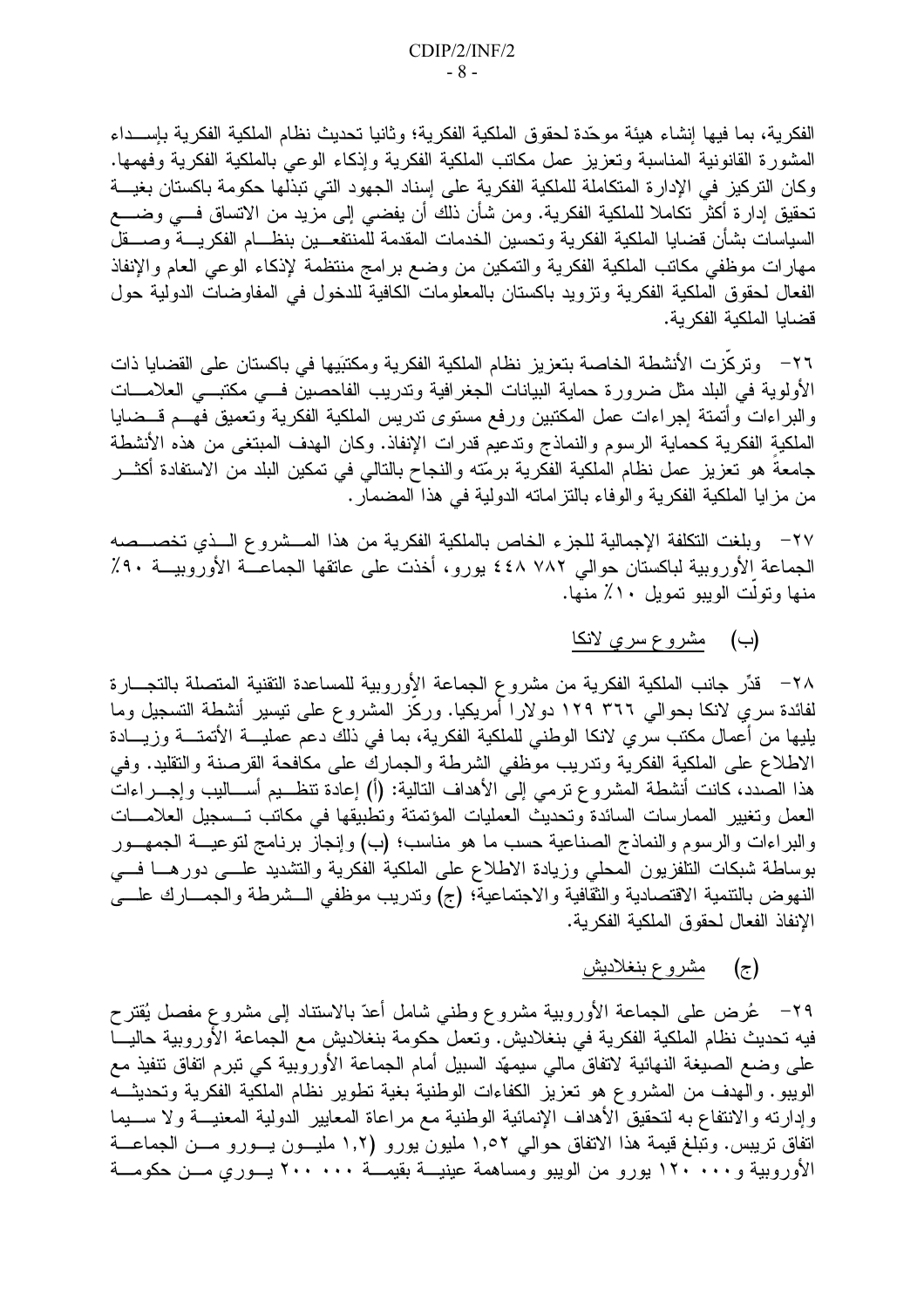الفكرية، بما فيها إنشاء هيئة موحّدة لحقوق الملكية الفكرية؛ وثانيا تحديث نظام الملكية الفكرية بإسداء المشورة القانونية المناسبة وتعزيز عمل مكاتب الملكية الفكرية وإذكاء الوعي بالملكية الفكرية وفهمها. وكان التركيز في الإدارة المتكاملة للملكية الفكرية على إسناد الجهود التي تبذلها حكومة باكستان بغية تحقيق إدارة أكثر تكاملا للملكية الفكرية. ومن شأن ذلك أن يفضي إلى مزيد من الاتساق في وضع السياسات بشأن قضايا الملكية الفكرية وتحسين الخدمات المقدمة للمنتفعين بنظام الفكرية وصقل مهارات موظفي مكاتب الملكية الفكرية والتمكين من وضع برامج منتظمة لإذكاء الوعي العام والإنفاذ الفعال لحقوق الملكية الفكرية وتزويد باكستان بالمعلومات الكافية للدخول في المفاوضات الدولية حول قضايا الملكية الفكرية.

٢٦- وتركّزت الأنشطة الخاصة بتعزيز نظام الملكية الفكرية ومكتبَيها في باكستان على القضايا ذات الأولوية في البلد مثل ضرورة حماية البيانات الجغرافية وتدريب الفاحصين في مكتبي العلامات والبراءات وأتمتة إجراءات عمل المكتبين ورفع مستوى تدريس الملكية الفكرية وتعميق فهم قضايا الملكية الفكرية كحماية الرسوم والنماذج وتدعيم قدرات الإنفاذ. وكان الهدف المبتغى من هذه الأنشطة جامعةً هو تعزيز عمل نظام الملكية الفكرية برمّته والنجاح بالتالي في تمكين البلد من الاستفادة أكثر من مزايا الملكية الفكرية والوفاء بالتزاماته الدولية في هذا المضمار.

٢٧- وبلغت التكلفة الإجمالية للجزء الخاص بالملكية الفكرية من هذا المشروع الذي تخصصه الجماعة الأوروبية لباكستان حوالي ٧٨٢ ٤٤٨ يورو، أخذت على عاتقها الجماعة الأوروبية ٩٠٪ منها وتولّت الويبو تمويل ١٠٪ منها.

(ب) مشروع سري لانكا

٢٨- قدِّر جانب الملكية الفكرية من مشروع الجماعة الأوروبية للمساعدة التقنية المتصلة بالتجارة لفائدة سري لانكا بحوالي ٣٦٦ ١٢٩ دولارا أمريكيا. وركز المشروع على تيسير أنشطة التسجيل وما يليها من أعمال مكتب سري لانكا الوطني للملكية الفكرية، بما في ذلك دعم عملية الأتمتة وزيادة الاطلاع على الملكية الفكرية وتدريب موظفي الشرطة والجمارك على مكافحة القرصنة والتقليد. وفي هذا الصدد، كانت أنشطة المشروع ترمي إلى الأهداف التالية: (أ) إعادة تنظيم أساليب وإجراءات العمل وتغيير الممارسات السائدة وتحديث العمليات المؤتمتة وتطبيقها في مكاتب تسجيل العلامات والبراءات والرسوم والنماذج الصناعية حسب ما هو مناسب؛ (ب) وإنجاز برنامج لتوعية الجمهور بوساطة شبكات التلفزيون المحلي وزيادة الاطلاع على الملكية الفكرية والتشديد على دورها في النهوض بالتنمية الاقتصادية والثقافية والاجتماعية؛ (ج) وتدريب موظفي الشرطة والجمارك على الإنفاذ الفعال لحقوق الملكية الفكرية.

(ج) مشروع بنغلاديش

٢٩- عُرض على الجماعة الأوروبية مشروع وطني شامل أعدّ بالاستناد إلى مشروع مفصل يُقترح فيه تحديث نظام الملكية الفكرية في بنغلاديش. وتعمل حكومة بنغلاديش مع الجماعة الأوروبية حاليا على وضع الصيغة النهائية لاتفاق مالي سيمهّد السبيل أمام الجماعة الأوروبية كي تبرم اتفاق تنفيذ مع الويبو. والهدف من المشروع هو تعزيز الكفاءات الوطنية بغية تطوير نظام الملكية الفكرية وتحديثه وإدارته والانتفاع به لتحقيق الأهداف الإنمائية الوطنية مع مراعاة المعايير الدولية المعنية ولا سيما اتفاق تريبس. وتبلغ قيمة هذا الاتفاق حوالي ١,٥٢ مليون يورو (١,٢ مليون يورو من الجماعة الأوروبية و١٢٠ ٠٠٠ يورو من الويبو ومساهمة عينية بقيمة ٢٠٠ ٠٠٠ يوري من حكومة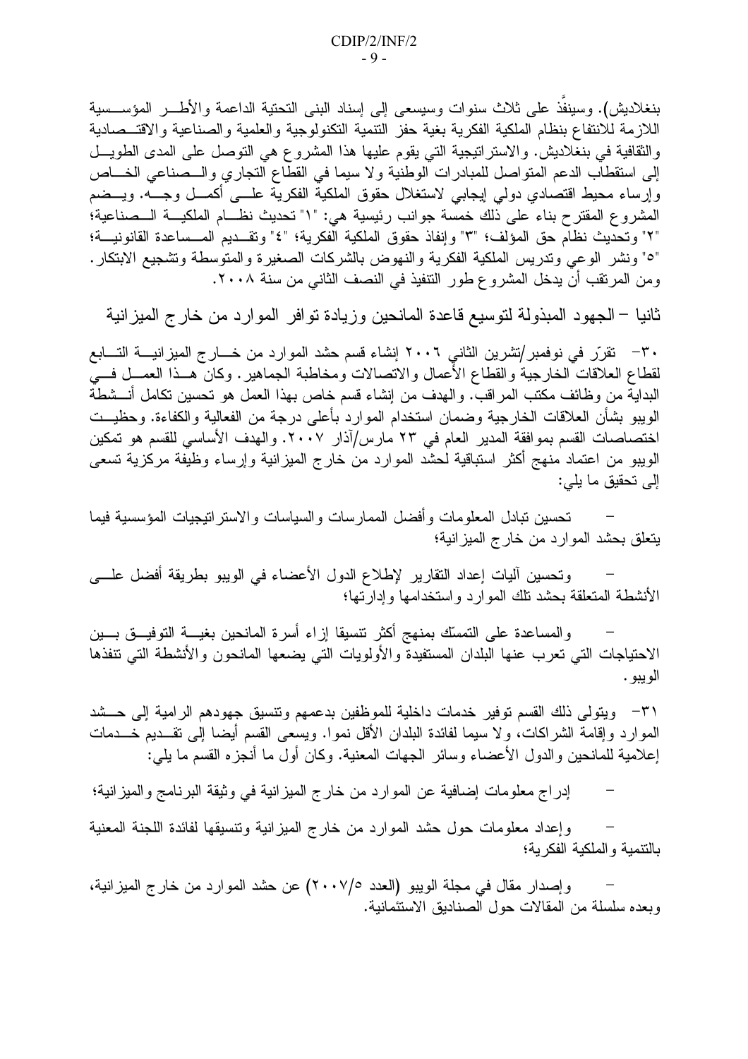بنغلاديش). وسينفَّذ على ثلاث سنوات وسيسعى إلى إسناد البنى التحتية الداعمة والأطر المؤسسية اللازمة للانتفاع بنظام الملكية الفكرية بغية حفز التنمية التكنولوجية والعلمية والصناعية والاقتصادية والثقافية في بنغلاديش. والاستراتيجية التي يقوم عليها هذا المشروع هي التوصل على المدى الطويل إلى استقطاب الدعم المتواصل للمبادرات الوطنية ولا سيما في القطاع التجاري والصناعي الخاص وإرساء محيط اقتصادي دولي إيجابي لاستغلال حقوق الملكية الفكرية على أكمل وجه. ويضم المشروع المقترح بناء على ذلك خمسة جوانب رئيسية هي: "١" تحديث نظام الملكية الصناعية؛ "٢" وتحديث نظام حق المؤلف؛ "٣" وإنفاذ حقوق الملكية الفكرية؛ "٤" وتقديم المساعدة القانونية؛ "٥" ونشر الوعي وتدريس الملكية الفكرية والنهوض بالشركات الصغيرة والمتوسطة وتشجيع الابتكار. ومن المرتقب أن يدخل المشروع طور التنفيذ في النصف الثاني من سنة ٢٠٠٨.

## ثانيا – الجهود المبذولة لتوسيع قاعدة المانحين وزيادة توافر الموارد من خارج الميزانية

٣٠- تقرّر في نوفمبر/تشرين الثاني ٢٠٠٦ إنشاء قسم حشد الموارد من خارج الميزانية التابع لقطاع العلاقات الخارجية والقطاع الأعمال والاتصالات ومخاطبة الجماهير. وكان هذا العمل في البداية من وظائف مكتب المراقب. والهدف من إنشاء قسم خاص بهذا العمل هو تحسين تكامل أنشطة الويبو بشأن العلاقات الخارجية وضمان استخدام الموارد بأعلى درجة من الفعالية والكفاءة. وحظيت اختصاصات القسم بموافقة المدير العام في ٢٣ مارس/آذار ٢٠٠٧. والهدف الأساسي للقسم هو تمكين الويبو من اعتماد منهج أكثر استباقية لحشد الموارد من خارج الميزانية وإرساء وظيفة مركزية تسعى إلى تحقيق ما يلي:

- تحسين تبادل المعلومات وأفضل الممارسات والسياسات والاستراتيجيات المؤسسية فيما يتعلق بحشد الموارد من خارج الميزانية؛

- وتحسين آليات إعداد التقارير لإطلاع الدول الأعضاء في الويبو بطريقة أفضل على الأنشطة المتعلقة بحشد تلك الموارد واستخدامها وإدارتها؛

- والمساعدة على التمسّك بمنهج أكثر تنسيقا إزاء أسرة المانحين بغية التوفيق بين الاحتياجات التي تعرب عنها البلدان المستفيدة والأولويات التي يضعها المانحون والأنشطة التي تنفذها الويبو.

٣١- ويتولى ذلك القسم توفير خدمات داخلية للموظفين بدعمهم وتنسيق جهودهم الرامية إلى حشد الموارد وإقامة الشراكات، ولا سيما لفائدة البلدان الأقل نموا. ويسعى القسم أيضا إلى تقديم خدمات إعلامية للمانحين والدول الأعضاء وسائر الجهات المعنية. وكان أول ما أنجزه القسم ما يلي:

- إدراج معلومات إضافية عن الموارد من خارج الميزانية في وثيقة البرنامج والميزانية؛

- وإعداد معلومات حول حشد الموارد من خارج الميزانية وتنسيقها لفائدة اللجنة المعنية بالتنمية والملكية الفكرية؛

- وإصدار مقال في مجلة الويبو (العدد ٢٠٠٧/٥) عن حشد الموارد من خارج الميزانية، وبعده سلسلة من المقالات حول الصناديق الاستئمانية.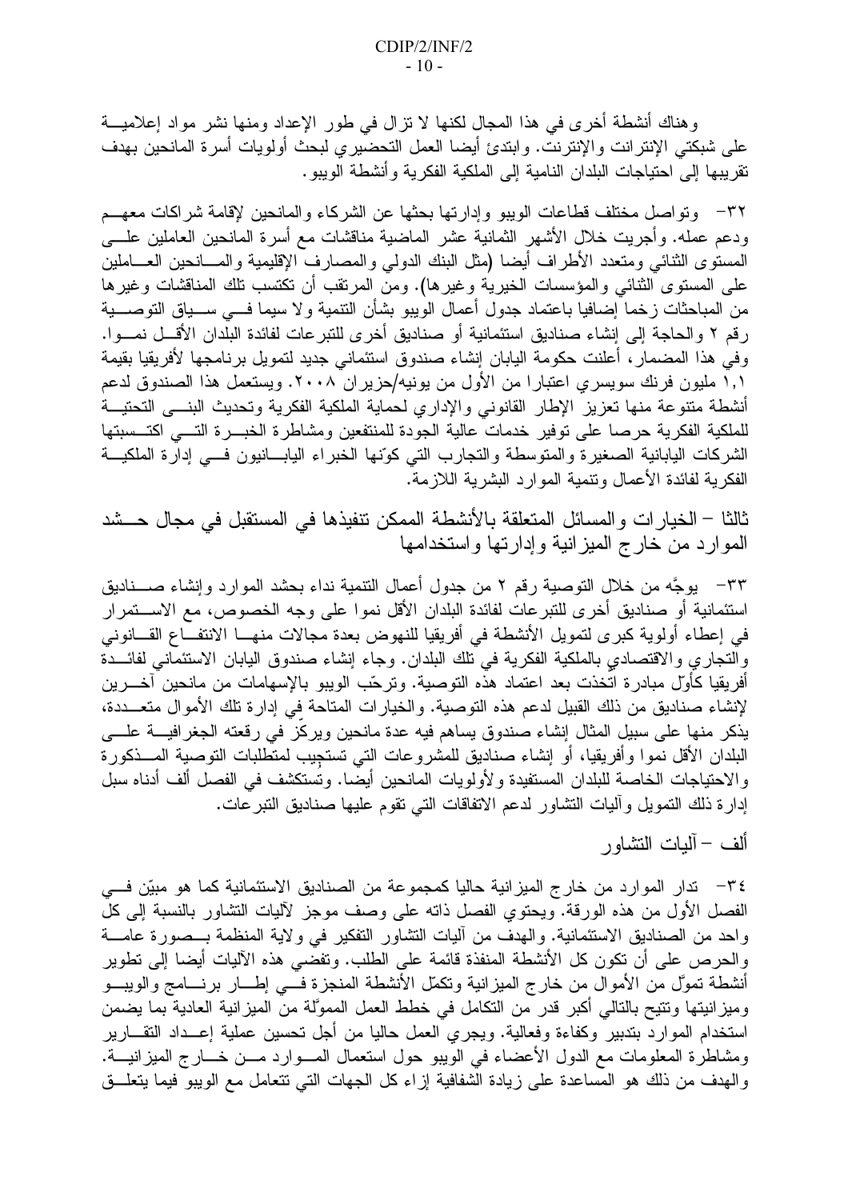وهناك أنشطة أخرى في هذا المجال لكنها لا تزال في طور الإعداد ومنها نشر مواد إعلامية على شبكتي الإنترانت والإنترنت. وابتدئ أيضا العمل التحضيري لبحث أولويات أسرة المانحين بهدف تقريبها إلى احتياجات البلدان النامية إلى الملكية الفكرية وأنشطة الويبو.

٣٢- وتواصل مختلف قطاعات الويبو وإدارتها بحثها عن الشركاء والمانحين لإقامة شراكات معهم ودعم عمله. وأجريت خلال الأشهر الثمانية عشر الماضية مناقشات مع أسرة المانحين العاملين على المستوى الثنائي ومتعدد الأطراف أيضا (مثل البنك الدولي والمصارف الإقليمية والمانحين العاملين على المستوى الثنائي والمؤسسات الخيرية وغيرها). ومن المرتقب أن تكتسب تلك المناقشات وغيرها من المباحثات زخما إضافيا باعتماد جدول أعمال الويبو بشأن التنمية ولا سيما في سياق التوصية رقم ٢ والحاجة إلى إنشاء صناديق استئمانية أو صناديق أخرى للتبرعات لفائدة البلدان الأقل نموا. وفي هذا المضمار، أعلنت حكومة اليابان إنشاء صندوق استئماني جديد لتمويل برنامجها لأفريقيا بقيمة ١,١ مليون فرنك سويسري اعتبارا من الأول من يونيه/حزيران ٢٠٠٨. ويستعمل هذا الصندوق لدعم أنشطة متنوعة منها تعزيز الإطار القانوني والإداري لحماية الملكية الفكرية وتحديث البنى التحتية للملكية الفكرية حرصا على توفير خدمات عالية الجودة للمنتفعين ومشاطرة الخبرة التي اكتسبتها الشركات اليابانية الصغيرة والمتوسطة والتجارب التي كوّنها الخبراء اليابانيون في إدارة الملكية الفكرية لفائدة الأعمال وتنمية الموارد البشرية اللازمة.

## ثالثا – الخيارات والمسائل المتعلقة بالأنشطة الممكن تنفيذها في المستقبل في مجال حشد الموارد من خارج الميزانية وإدارتها واستخدامها

٣٣- يوجَّه من خلال التوصية رقم ٢ من جدول أعمال التنمية نداء بحشد الموارد وإنشاء صناديق استئمانية أو صناديق أخرى للتبرعات لفائدة البلدان الأقل نموا على وجه الخصوص، مع الاستمرار في إعطاء أولوية كبرى لتمويل الأنشطة في أفريقيا للنهوض بعدة مجالات منها الانتفاع القانوني والتجاري والاقتصادي بالملكية الفكرية في تلك البلدان. وجاء إنشاء صندوق اليابان الاستئماني لفائدة أفريقيا كأوّل مبادرة اتّخذت بعد اعتماد هذه التوصية. وترحّب الويبو بالإسهامات من مانحين آخرين لإنشاء صناديق من ذلك القبيل لدعم هذه التوصية. والخيارات المتاحة في إدارة تلك الأموال متعددة، يذكر منها على سبيل المثال إنشاء صندوق يساهم فيه عدة مانحين ويركّز في رقعته الجغرافية على البلدان الأقل نموا وأفريقيا، أو إنشاء صناديق للمشروعات التي تستجيب لمتطلبات التوصية المذكورة والاحتياجات الخاصة للبلدان المستفيدة ولأولويات المانحين أيضا. وتُستكشف في الفصل ألف أدناه سبل إدارة ذلك التمويل وآليات التشاور لدعم الاتفاقات التي تقوم عليها صناديق التبرعات.

### ألف – آليات التشاور

٣٤- تدار الموارد من خارج الميزانية حاليا كمجموعة من الصناديق الاستئمانية كما هو مبيّن في الفصل الأول من هذه الورقة. ويحتوي الفصل ذاته على وصف موجز لآليات التشاور بالنسبة إلى كل واحد من الصناديق الاستئمانية. والهدف من آليات التشاور التفكير في ولاية المنظمة بصورة عامة والحرص على أن تكون كل الأنشطة المنفذة قائمة على الطلب. وتفضي هذه الآليات أيضا إلى تطوير أنشطة تموّل من الأموال من خارج الميزانية وتكمّل الأنشطة المنجزة في إطار برنامج والويبو وميزانيتها وتتيح بالتالي أكبر قدر من التكامل في خطط العمل المموّلة من الميزانية العادية بما يضمن استخدام الموارد بتدبير وكفاءة وفعالية. ويجري العمل حاليا من أجل تحسين عملية إعداد التقارير ومشاطرة المعلومات مع الدول الأعضاء في الويبو حول استعمال الموارد من خارج الميزانية. والهدف من ذلك هو المساعدة على زيادة الشفافية إزاء كل الجهات التي تتعامل مع الويبو فيما يتعلق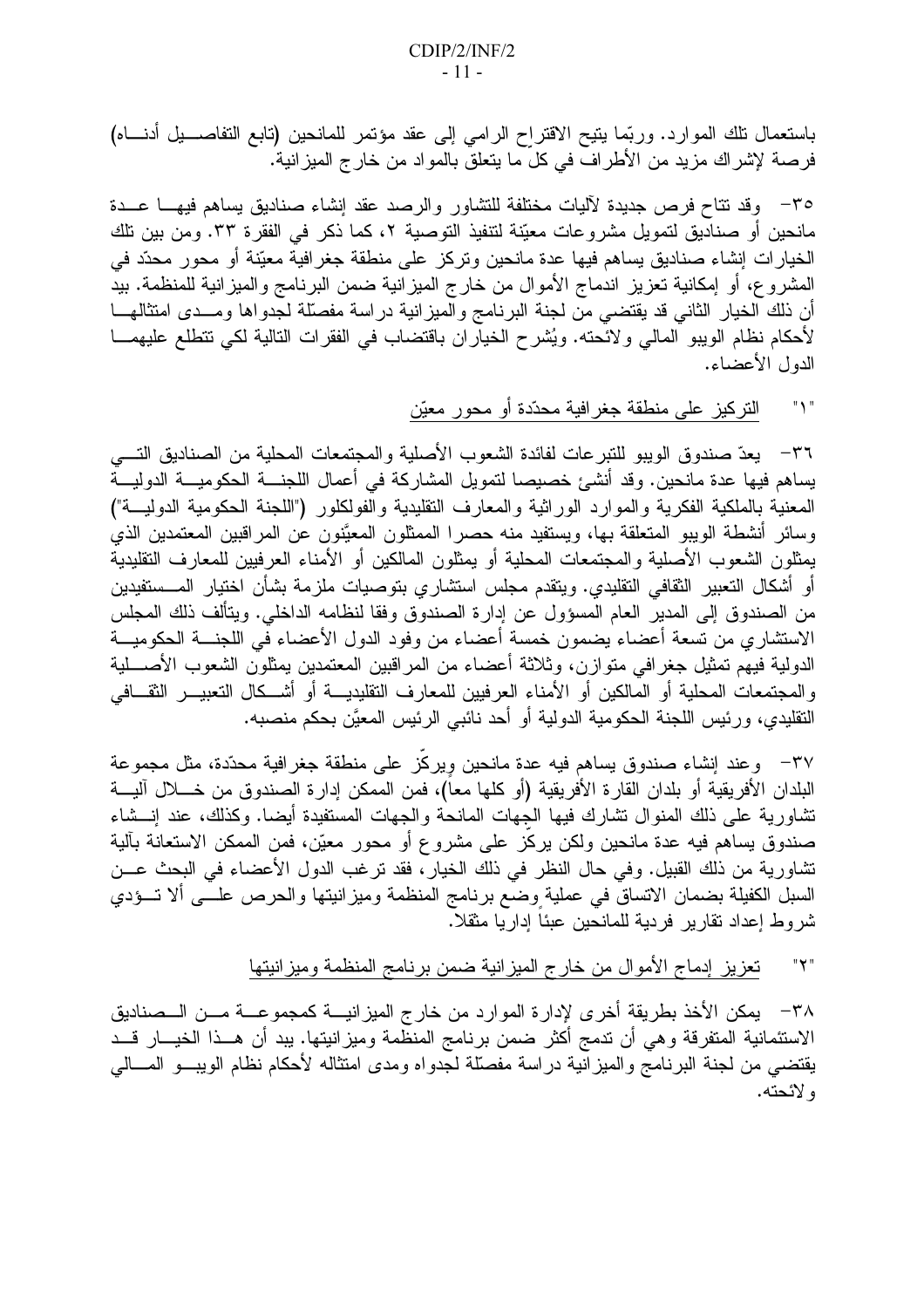باستعمال تلك الموارد. وربّما يتيح الاقتراح الرامي إلى عقد مؤتمر للمانحين (تابع التفاصيل أدناه) فرصة لإشراك مزيد من الأطراف في كلّ ما يتعلق بالمواد من خارج الميزانية.

٣٥- وقد تتاح فرص جديدة لآليات مختلفة للتشاور والرصد عقد إنشاء صناديق يساهم فيها عدة مانحين أو صناديق لتمويل مشروعات معيّنة لتنفيذ التوصية ٢، كما ذكر في الفقرة ٣٣. ومن بين تلك الخيارات إنشاء صناديق يساهم فيها عدة مانحين وتركز على منطقة جغرافية معيّنة أو محور محدّد في المشروع، أو إمكانية تعزيز اندماج الأموال من خارج الميزانية ضمن البرنامج والميزانية للمنظمة. بيد أن ذلك الخيار الثاني قد يقتضي من لجنة البرنامج والميزانية دراسة مفصّلة لجدواها ومدى امتثالها لأحكام نظام الويبو المالي ولائحته. ويُشرح الخياران باقتضاب في الفقرات التالية لكي تتطلع عليهما الدول الأعضاء.

"١" التركيز على منطقة جغرافية محدّدة أو محور معيّن

٣٦- يعدّ صندوق الويبو للتبرعات لفائدة الشعوب الأصلية والمجتمعات المحلية من الصناديق التي يساهم فيها عدة مانحين. وقد أنشئ خصيصا لتمويل المشاركة في أعمال اللجنة الحكومية الدولية المعنية بالملكية الفكرية والموارد الوراثية والمعارف التقليدية والفولكلور ("اللجنة الحكومية الدولية") وسائر أنشطة الويبو المتعلقة بها، ويستفيد منه حصرا الممثلون المعيَّنون عن المراقبين المعتمدين الذي يمثلون الشعوب الأصلية والمجتمعات المحلية أو يمثلون المالكين أو الأمناء العرفيين للمعارف التقليدية أو أشكال التعبير الثقافي التقليدي. ويتقدم مجلس استشاري بتوصيات ملزمة بشأن اختيار المستفيدين من الصندوق إلى المدير العام المسؤول عن إدارة الصندوق وفقا لنظامه الداخلي. ويتألف ذلك المجلس الاستشاري من تسعة أعضاء يضمون خمسة أعضاء من وفود الدول الأعضاء في اللجنة الحكومية الدولية فيهم تمثيل جغرافي متوازن، وثلاثة أعضاء من المراقبين المعتمدين يمثلون الشعوب الأصلية والمجتمعات المحلية أو المالكين أو الأمناء العرفيين للمعارف التقليدية أو أشكال التعبير الثقافي التقليدي، ورئيس اللجنة الحكومية الدولية أو أحد نائبي الرئيس المعيَّن بحكم منصبه.

٣٧- وعند إنشاء صندوق يساهم فيه عدة مانحين ويركّز على منطقة جغرافية محدّدة، مثل مجموعة البلدان الأفريقية أو بلدان القارة الأفريقية (أو كلها معاً)، فمن الممكن إدارة الصندوق من خلال آلية تشاورية على ذلك المنوال تشارك فيها الجهات المانحة والجهات المستفيدة أيضا. وكذلك، عند إنشاء صندوق يساهم فيه عدة مانحين ولكن يركّز على مشروع أو محور معيّن، فمن الممكن الاستعانة بآلية تشاورية من ذلك القبيل. وفي حال النظر في ذلك الخيار، فقد ترغب الدول الأعضاء في البحث عن السبل الكفيلة بضمان الاتساق في عملية وضع برنامج المنظمة وميزانيتها والحرص على ألا تؤدي شروط إعداد تقارير فردية للمانحين عبئاً إداريا مثقلاً.

"٢" تعزيز إدماج الأموال من خارج الميزانية ضمن برنامج المنظمة وميزانيتها

٣٨- يمكن الأخذ بطريقة أخرى لإدارة الموارد من خارج الميزانية كمجموعة من الصناديق الاستئمانية المتفرقة وهي أن تدمج أكثر ضمن برنامج المنظمة وميزانيتها. بيد أن هذا الخيار قد يقتضي من لجنة البرنامج والميزانية دراسة مفصّلة لجدواه ومدى امتثاله لأحكام نظام الويبو المالي ولائحته.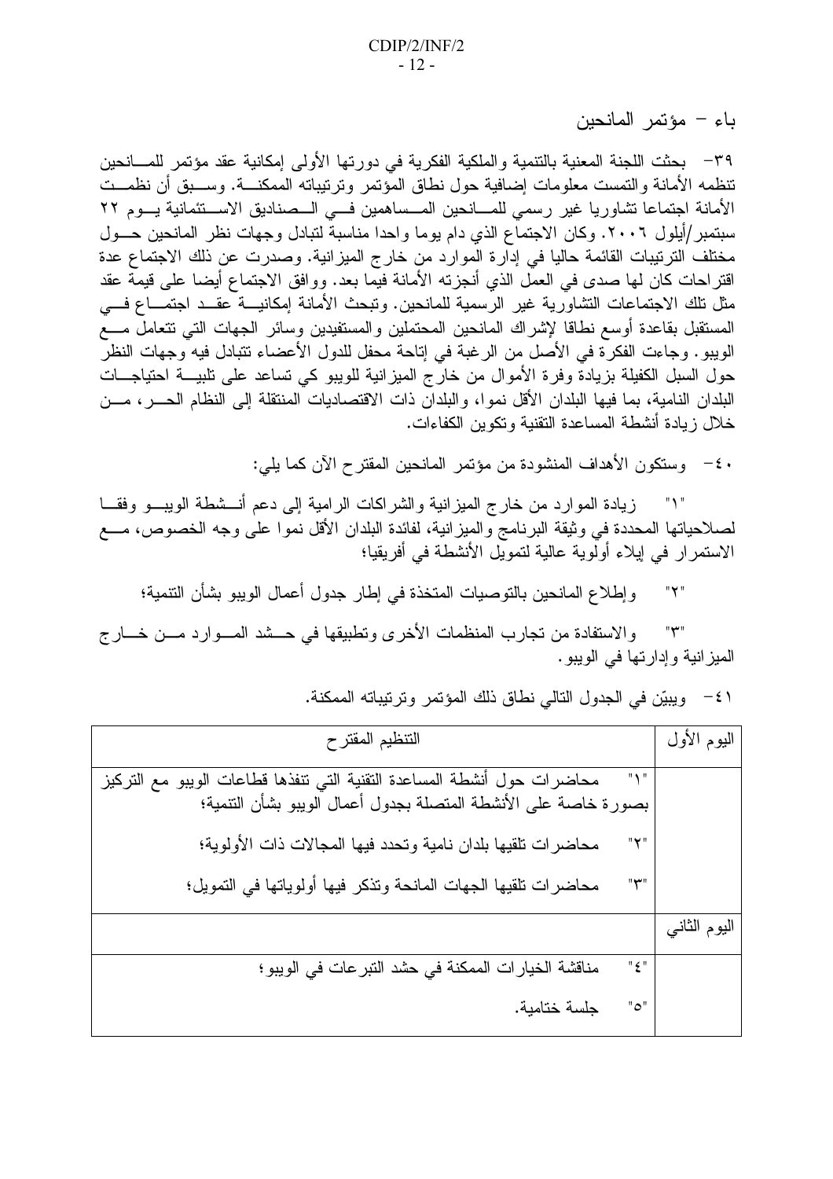## باء – مؤتمر المانحين

٣٩- بحثت اللجنة المعنية بالتنمية والملكية الفكرية في دورتها الأولى إمكانية عقد مؤتمر للمانحين تنظمه الأمانة والتمست معلومات إضافية حول نطاق المؤتمر وترتيباته الممكنة. وسبق أن نظمت الأمانة اجتماعا تشاوريا غير رسمي للمانحين المساهمين في الصناديق الاستئمانية يوم ٢٢ سبتمبر/أيلول ٢٠٠٦. وكان الاجتماع الذي دام يوما واحدا مناسبة لتبادل وجهات نظر المانحين حول مختلف الترتيبات القائمة حاليا في إدارة الموارد من خارج الميزانية. وصدرت عن ذلك الاجتماع عدة اقتراحات كان لها صدى في العمل الذي أنجزته الأمانة فيما بعد. ووافق الاجتماع أيضا على قيمة عقد مثل تلك الاجتماعات التشاورية غير الرسمية للمانحين. وتبحث الأمانة إمكانية عقد اجتماع في المستقبل بقاعدة أوسع نطاقا لإشراك المانحين المحتملين والمستفيدين وسائر الجهات التي تتعامل مع الويبو. وجاءت الفكرة في الأصل من الرغبة في إتاحة محفل للدول الأعضاء تتبادل فيه وجهات النظر حول السبل الكفيلة بزيادة وفرة الأموال من خارج الميزانية للويبو كي تساعد على تلبية احتياجات البلدان النامية، بما فيها البلدان الأقل نموا، والبلدان ذات الاقتصاديات المنتقلة إلى النظام الحر، من خلال زيادة أنشطة المساعدة التقنية وتكوين الكفاءات.

٤٠- وستكون الأهداف المنشودة من مؤتمر المانحين المقترح الآن كما يلي:

"١" زيادة الموارد من خارج الميزانية والشراكات الرامية إلى دعم أنشطة الويبو وفقا لصلاحياتها المحددة في وثيقة البرنامج والميزانية، لفائدة البلدان الأقل نموا على وجه الخصوص، مع الاستمرار في إيلاء أولوية عالية لتمويل الأنشطة في أفريقيا؛

"٢" وإطلاع المانحين بالتوصيات المتخذة في إطار جدول أعمال الويبو بشأن التنمية؛

"٣" والاستفادة من تجارب المنظمات الأخرى وتطبيقها في حشد الموارد من خارج الميزانية وإدارتها في الويبو.

٤١- ويبيّن في الجدول التالي نطاق ذلك المؤتمر وترتيباته الممكنة.

| اليوم الأول | التنظيم المقترح |
|---|---|
| | "١" محاضرات حول أنشطة المساعدة التقنية التي تنفذها قطاعات الويبو مع التركيز بصورة خاصة على الأنشطة المتصلة بجدول أعمال الويبو بشأن التنمية؛<br>"٢" محاضرات تلقيها بلدان نامية وتحدد فيها المجالات ذات الأولوية؛<br>"٣" محاضرات تلقيها الجهات المانحة وتذكر فيها أولوياتها في التمويل؛ |
| اليوم الثاني | |
| | "٤" مناقشة الخيارات الممكنة في حشد التبرعات في الويبو؛<br>"٥" جلسة ختامية. |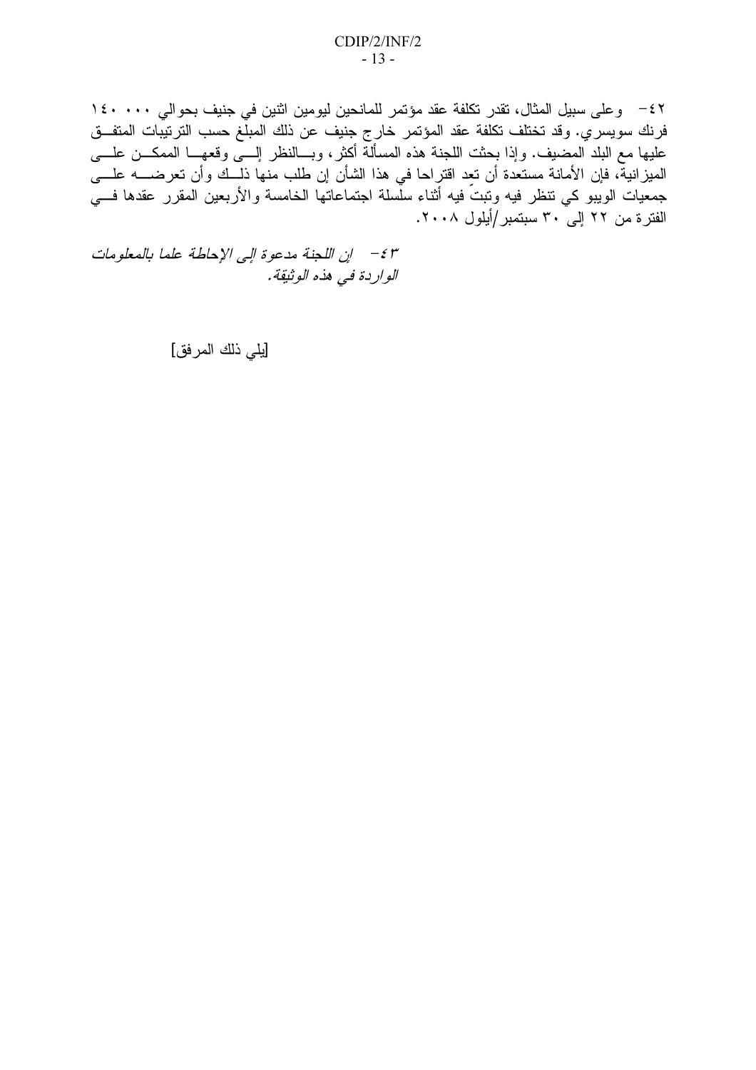٤٢- وعلى سبيل المثال، تقدر تكلفة عقد مؤتمر للمانحين ليومين اثنين في جنيف بحوالي ١٤٠ ٠٠٠ فرنك سويسري. وقد تختلف تكلفة عقد المؤتمر خارج جنيف عن ذلك المبلغ حسب الترتيبات المتفق عليها مع البلد المضيف. وإذا بحثت اللجنة هذه المسألة أكثر، وبالنظر إلى وقعها الممكن على الميزانية، فإن الأمانة مستعدة أن تعد اقتراحا في هذا الشأن إن طلب منها ذلك وأن تعرضه على جمعيات الويبو كي تنظر فيه وتبتّ فيه أثناء سلسلة اجتماعاتها الخامسة والأربعين المقرر عقدها في الفترة من ٢٢ إلى ٣٠ سبتمبر/أيلول ٢٠٠٨.

٤٣- *إن اللجنة مدعوة إلى الإحاطة علما بالمعلومات الواردة في هذه الوثيقة.*

[يلي ذلك المرفق]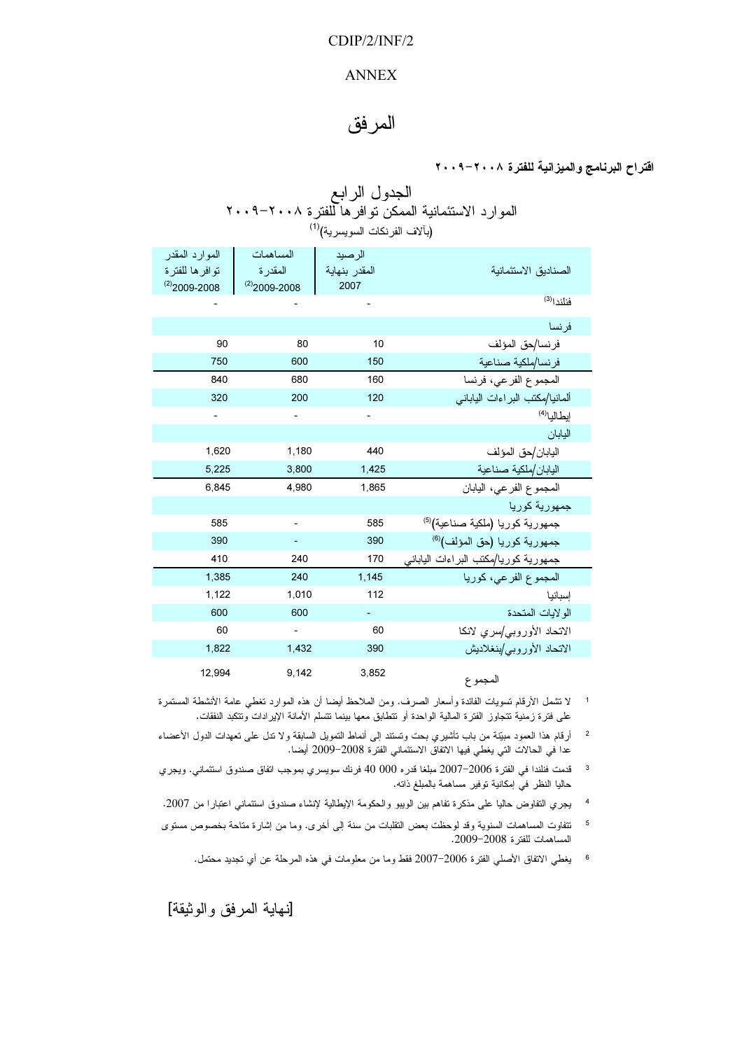CDIP/2/INF/2

ANNEX

# المرفق

**اقتراح البرنامج والميزانية للفترة ٢٠٠٨-٢٠٠٩**

## الجدول الرابع
## الموارد الاستئمانية الممكن توافرها للفترة ٢٠٠٨-٢٠٠٩
(بآلاف الفرنكات السويسرية)[1]

| الصناديق الاستئمانية | الرصيد المقدر بنهاية 2007 | المساهمات المقدرة 2009-2008[2] | الموارد المقدر توافرها للفترة 2009-2008[2] |
|---|---|---|---|
| فنلندا[3] | - | - | - |
| فرنسا | | | |
| فرنسا/حق المؤلف | 10 | 80 | 90 |
| فرنسا/ملكية صناعية | 150 | 600 | 750 |
| المجموع الفرعي، فرنسا | 160 | 680 | 840 |
| ألمانيا/مكتب البراءات الياباني | 120 | 200 | 320 |
| إيطاليا[4] | - | - | - |
| اليابان | | | |
| اليابان/حق المؤلف | 440 | 1,180 | 1,620 |
| اليابان/ملكية صناعية | 1,425 | 3,800 | 5,225 |
| المجموع الفرعي، اليابان | 1,865 | 4,980 | 6,845 |
| جمهورية كوريا | | | |
| جمهورية كوريا (ملكية صناعية)[5] | 585 | - | 585 |
| جمهورية كوريا (حق المؤلف)[6] | 390 | - | 390 |
| جمهورية كوريا/مكتب البراءات الياباني | 170 | 240 | 410 |
| المجموع الفرعي، كوريا | 1,145 | 240 | 1,385 |
| إسبانيا | 112 | 1,010 | 1,122 |
| الولايات المتحدة | - | 600 | 600 |
| الاتحاد الأوروبي/سري لانكا | 60 | - | 60 |
| الاتحاد الأوروبي/بنغلاديش | 390 | 1,432 | 1,822 |
| المجموع | 3,852 | 9,142 | 12,994 |

[1] لا تشمل الأرقام تسويات الفائدة وأسعار الصرف. ومن الملاحظ أيضا أن هذه الموارد تغطي عامة الأنشطة المستمرة على فترة زمنية تتجاوز الفترة المالية الواحدة أو تتطابق معها بينما تتسلم الأمانة الإيرادات وتتكبد النفقات.

[2] أرقام هذا العمود مبيّنة من باب تأشيري بحت وتستند إلى أنماط التمويل السابقة ولا تدل على تعهدات الدول الأعضاء عدا في الحالات التي يغطي فيها الاتفاق الاستئماني الفترة 2008-2009 أيضا.

[3] قدمت فنلندا في الفترة 2006-2007 مبلغا قدره 000 40 فرنك سويسري بموجب اتفاق صندوق استئماني. ويجري حاليا النظر في إمكانية توفير مساهمة بالمبلغ ذاته.

[4] يجري التفاوض حاليا على مذكرة تفاهم بين الويبو والحكومة الإيطالية لإنشاء صندوق استئماني اعتبارا من 2007.

[5] تتفاوت المساهمات السنوية وقد لوحظت بعض التقلبات من سنة إلى أخرى. وما من إشارة متاحة بخصوص مستوى المساهمات للفترة 2008-2009.

[6] يغطي الاتفاق الأصلي الفترة 2006-2007 فقط وما من معلومات في هذه المرحلة عن أي تجديد محتمل.

[نهاية المرفق والوثيقة]